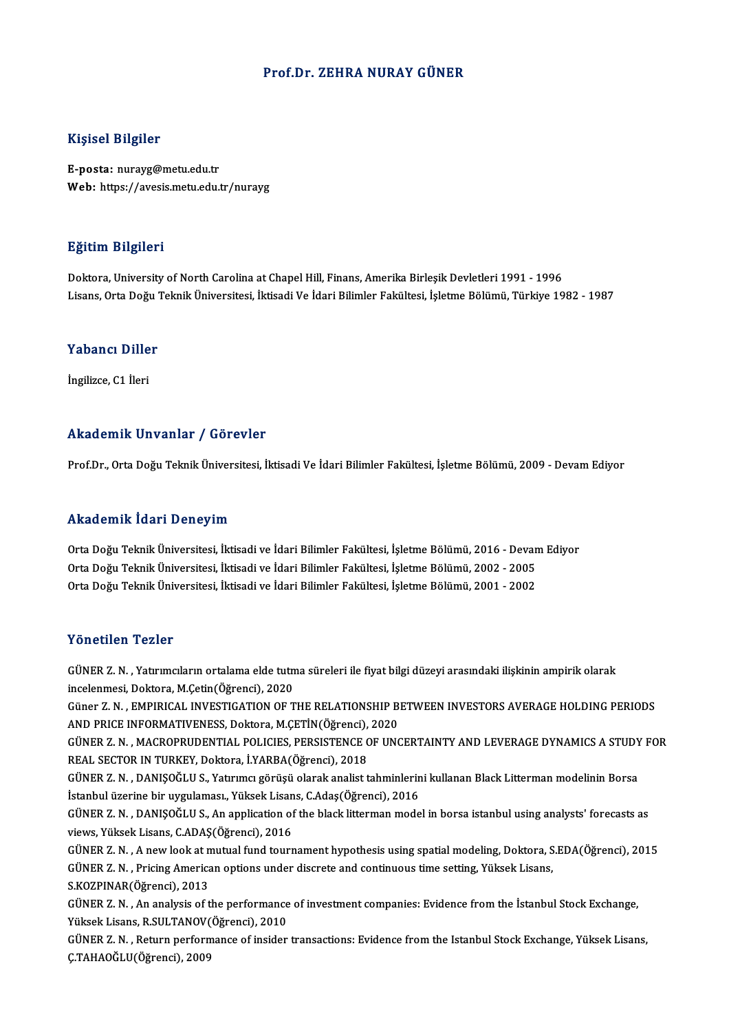# Prof.Dr. ZEHRA NURAY GÜNER

## Kişisel Bilgiler

**E-posta:** nurayg@metu.edu.tr
**Web:** https://avesis.metu.edu.tr/nurayg

## Eğitim Bilgileri

Doktora, University of North Carolina at Chapel Hill, Finans, Amerika Birleşik Devletleri 1991 - 1996
Lisans, Orta Doğu Teknik Üniversitesi, İktisadi Ve İdari Bilimler Fakültesi, İşletme Bölümü, Türkiye 1982 - 1987

## Yabancı Diller

İngilizce, C1 İleri

## Akademik Unvanlar / Görevler

Prof.Dr., Orta Doğu Teknik Üniversitesi, İktisadi Ve İdari Bilimler Fakültesi, İşletme Bölümü, 2009 - Devam Ediyor

## Akademik İdari Deneyim

Orta Doğu Teknik Üniversitesi, İktisadi ve İdari Bilimler Fakültesi, İşletme Bölümü, 2016 - Devam Ediyor
Orta Doğu Teknik Üniversitesi, İktisadi ve İdari Bilimler Fakültesi, İşletme Bölümü, 2002 - 2005
Orta Doğu Teknik Üniversitesi, İktisadi ve İdari Bilimler Fakültesi, İşletme Bölümü, 2001 - 2002

## Yönetilen Tezler

GÜNER Z. N. , Yatırımcıların ortalama elde tutma süreleri ile fiyat bilgi düzeyi arasındaki ilişkinin ampirik olarak incelenmesi, Doktora, M.Çetin(Öğrenci), 2020

Güner Z. N. , EMPIRICAL INVESTIGATION OF THE RELATIONSHIP BETWEEN INVESTORS AVERAGE HOLDING PERIODS AND PRICE INFORMATIVENESS, Doktora, M.ÇETİN(Öğrenci), 2020

GÜNER Z. N. , MACROPRUDENTIAL POLICIES, PERSISTENCE OF UNCERTAINTY AND LEVERAGE DYNAMICS A STUDY FOR REAL SECTOR IN TURKEY, Doktora, İ.YARBA(Öğrenci), 2018

GÜNER Z. N. , DANIŞOĞLU S., Yatırımcı görüşü olarak analist tahminlerini kullanan Black Litterman modelinin Borsa İstanbul üzerine bir uygulaması., Yüksek Lisans, C.Adaş(Öğrenci), 2016

GÜNER Z. N. , DANIŞOĞLU S., An application of the black litterman model in borsa istanbul using analysts' forecasts as views, Yüksek Lisans, C.ADAŞ(Öğrenci), 2016

GÜNER Z. N. , A new look at mutual fund tournament hypothesis using spatial modeling, Doktora, S.EDA(Öğrenci), 2015

GÜNER Z. N. , Pricing American options under discrete and continuous time setting, Yüksek Lisans, S.KOZPINAR(Öğrenci), 2013

GÜNER Z. N. , An analysis of the performance of investment companies: Evidence from the İstanbul Stock Exchange, Yüksek Lisans, R.SULTANOV(Öğrenci), 2010

GÜNER Z. N. , Return performance of insider transactions: Evidence from the Istanbul Stock Exchange, Yüksek Lisans, Ç.TAHAOĞLU(Öğrenci), 2009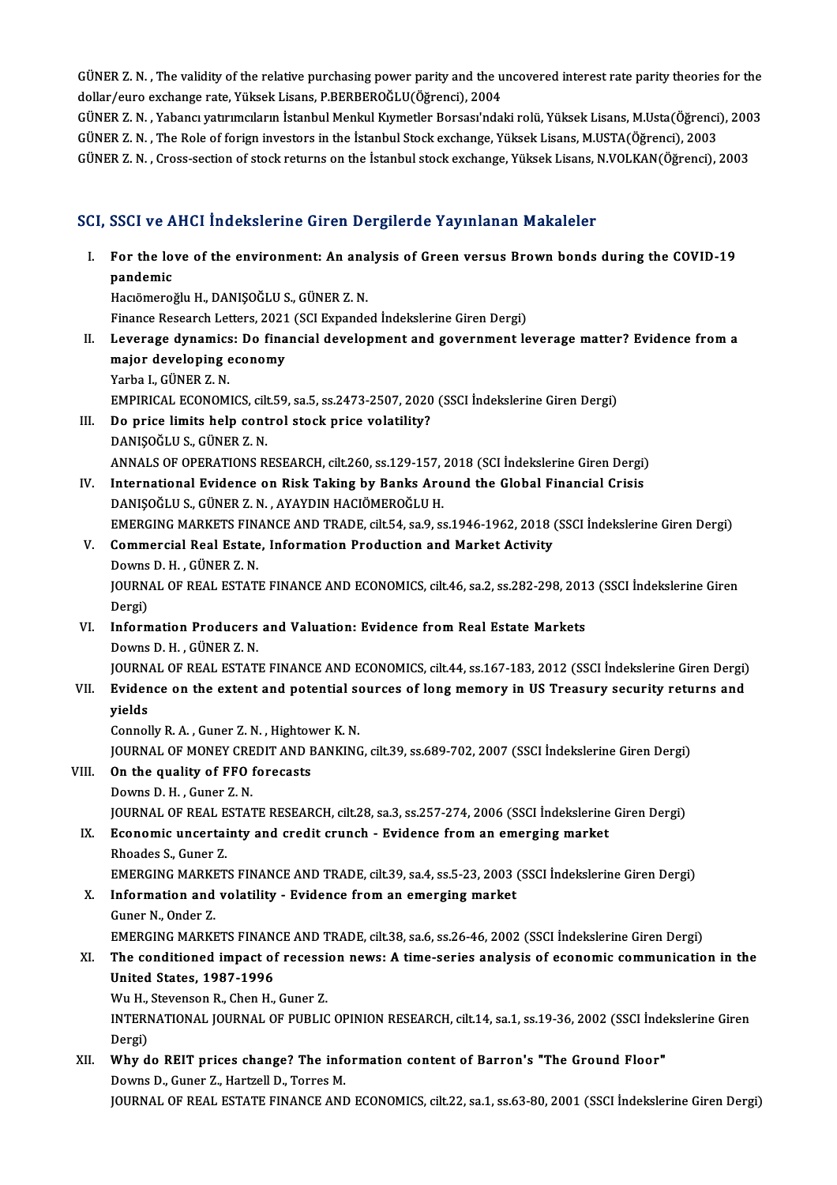GÜNER Z. N. , The validity of the relative purchasing power parity and the uncovered interest rate parity theories for the dollar/euro exchange rate, Yüksek Lisans, P.BERBEROĞLU(Öğrenci), 2004

GÜNER Z. N. , Yabancı yatırımcıların İstanbul Menkul Kıymetler Borsası'ndaki rolü, Yüksek Lisans, M.Usta(Öğrenci), 2003

GÜNER Z. N. , The Role of forign investors in the İstanbul Stock exchange, Yüksek Lisans, M.USTA(Öğrenci), 2003

GÜNER Z. N. , Cross-section of stock returns on the İstanbul stock exchange, Yüksek Lisans, N.VOLKAN(Öğrenci), 2003

## SCI, SSCI ve AHCI İndekslerine Giren Dergilerde Yayınlanan Makaleler

I. **For the love of the environment: An analysis of Green versus Brown bonds during the COVID-19 pandemic**
   Hacıömeroğlu H., DANIŞOĞLU S., GÜNER Z. N.
   Finance Research Letters, 2021 (SCI Expanded İndekslerine Giren Dergi)

II. **Leverage dynamics: Do financial development and government leverage matter? Evidence from a major developing economy**
   Yarba I., GÜNER Z. N.
   EMPIRICAL ECONOMICS, cilt.59, sa.5, ss.2473-2507, 2020 (SSCI İndekslerine Giren Dergi)

III. **Do price limits help control stock price volatility?**
   DANIŞOĞLU S., GÜNER Z. N.
   ANNALS OF OPERATIONS RESEARCH, cilt.260, ss.129-157, 2018 (SCI İndekslerine Giren Dergi)

IV. **International Evidence on Risk Taking by Banks Around the Global Financial Crisis**
   DANIŞOĞLU S., GÜNER Z. N. , AYAYDIN HACIÖMEROĞLU H.
   EMERGING MARKETS FINANCE AND TRADE, cilt.54, sa.9, ss.1946-1962, 2018 (SSCI İndekslerine Giren Dergi)

V. **Commercial Real Estate, Information Production and Market Activity**
   Downs D. H. , GÜNER Z. N.
   JOURNAL OF REAL ESTATE FINANCE AND ECONOMICS, cilt.46, sa.2, ss.282-298, 2013 (SSCI İndekslerine Giren Dergi)

VI. **Information Producers and Valuation: Evidence from Real Estate Markets**
   Downs D. H. , GÜNER Z. N.
   JOURNAL OF REAL ESTATE FINANCE AND ECONOMICS, cilt.44, ss.167-183, 2012 (SSCI İndekslerine Giren Dergi)

VII. **Evidence on the extent and potential sources of long memory in US Treasury security returns and yields**
   Connolly R. A. , Guner Z. N. , Hightower K. N.
   JOURNAL OF MONEY CREDIT AND BANKING, cilt.39, ss.689-702, 2007 (SSCI İndekslerine Giren Dergi)

VIII. **On the quality of FFO forecasts**
   Downs D. H. , Guner Z. N.
   JOURNAL OF REAL ESTATE RESEARCH, cilt.28, sa.3, ss.257-274, 2006 (SSCI İndekslerine Giren Dergi)

IX. **Economic uncertainty and credit crunch - Evidence from an emerging market**
   Rhoades S., Guner Z.
   EMERGING MARKETS FINANCE AND TRADE, cilt.39, sa.4, ss.5-23, 2003 (SSCI İndekslerine Giren Dergi)

X. **Information and volatility - Evidence from an emerging market**
   Guner N., Onder Z.
   EMERGING MARKETS FINANCE AND TRADE, cilt.38, sa.6, ss.26-46, 2002 (SSCI İndekslerine Giren Dergi)

XI. **The conditioned impact of recession news: A time-series analysis of economic communication in the United States, 1987-1996**
   Wu H., Stevenson R., Chen H., Guner Z.
   INTERNATIONAL JOURNAL OF PUBLIC OPINION RESEARCH, cilt.14, sa.1, ss.19-36, 2002 (SSCI İndekslerine Giren Dergi)

XII. **Why do REIT prices change? The information content of Barron's "The Ground Floor"**
   Downs D., Guner Z., Hartzell D., Torres M.
   JOURNAL OF REAL ESTATE FINANCE AND ECONOMICS, cilt.22, sa.1, ss.63-80, 2001 (SSCI İndekslerine Giren Dergi)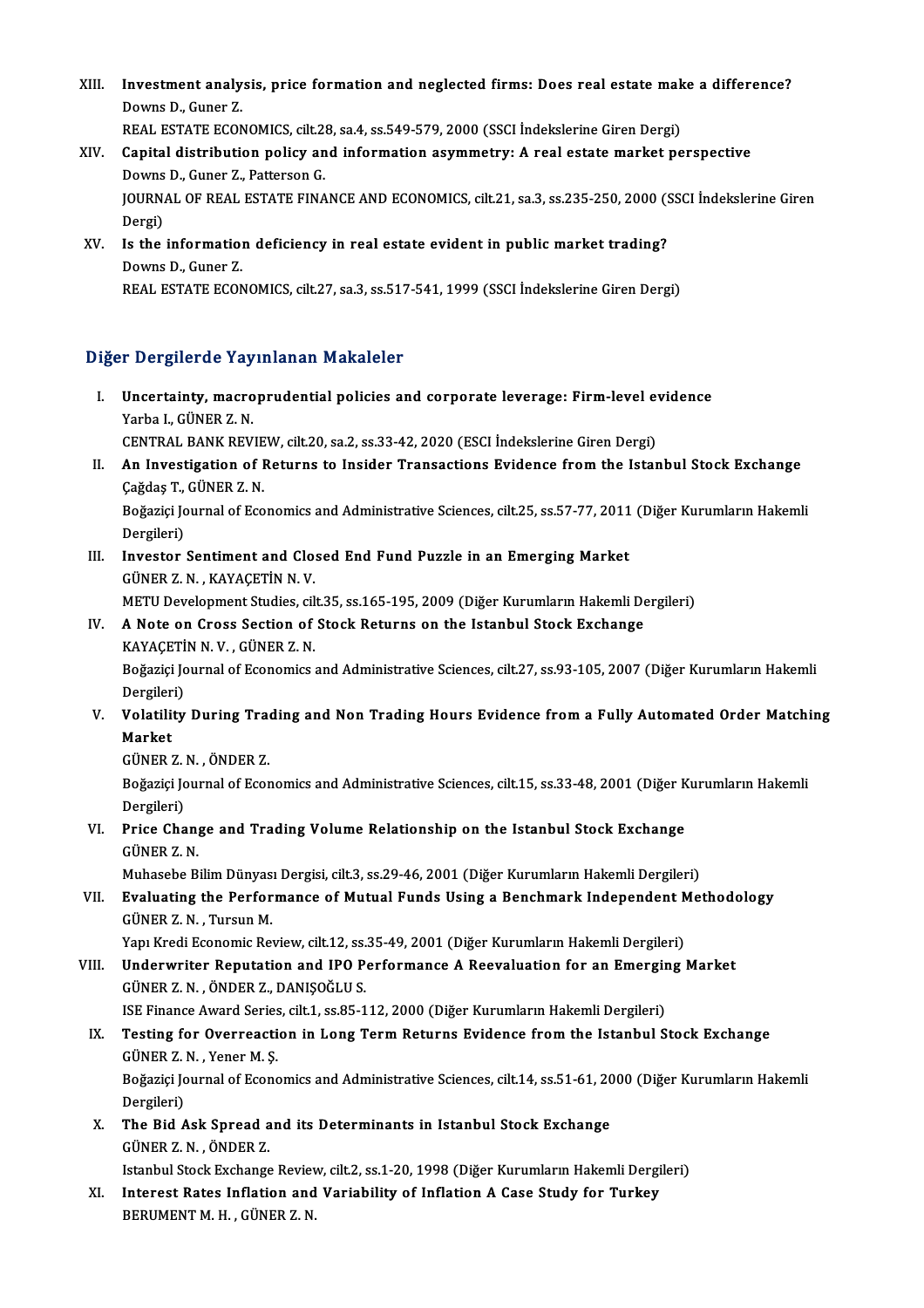XIII. **Investment analysis, price formation and neglected firms: Does real estate make a difference?**
Downs D., Guner Z.
REAL ESTATE ECONOMICS, cilt.28, sa.4, ss.549-579, 2000 (SSCI İndekslerine Giren Dergi)

XIV. **Capital distribution policy and information asymmetry: A real estate market perspective**
Downs D., Guner Z., Patterson G.
JOURNAL OF REAL ESTATE FINANCE AND ECONOMICS, cilt.21, sa.3, ss.235-250, 2000 (SSCI İndekslerine Giren Dergi)

XV. **Is the information deficiency in real estate evident in public market trading?**
Downs D., Guner Z.
REAL ESTATE ECONOMICS, cilt.27, sa.3, ss.517-541, 1999 (SSCI İndekslerine Giren Dergi)

## Diğer Dergilerde Yayınlanan Makaleler

I. **Uncertainty, macroprudential policies and corporate leverage: Firm-level evidence**
Yarba I., GÜNER Z. N.
CENTRAL BANK REVIEW, cilt.20, sa.2, ss.33-42, 2020 (ESCI İndekslerine Giren Dergi)

II. **An Investigation of Returns to Insider Transactions Evidence from the Istanbul Stock Exchange**
Çağdaş T., GÜNER Z. N.
Boğaziçi Journal of Economics and Administrative Sciences, cilt.25, ss.57-77, 2011 (Diğer Kurumların Hakemli Dergileri)

III. **Investor Sentiment and Closed End Fund Puzzle in an Emerging Market**
GÜNER Z. N. , KAYAÇETİN N. V.
METU Development Studies, cilt.35, ss.165-195, 2009 (Diğer Kurumların Hakemli Dergileri)

IV. **A Note on Cross Section of Stock Returns on the Istanbul Stock Exchange**
KAYAÇETİN N. V. , GÜNER Z. N.
Boğaziçi Journal of Economics and Administrative Sciences, cilt.27, ss.93-105, 2007 (Diğer Kurumların Hakemli Dergileri)

V. **Volatility During Trading and Non Trading Hours Evidence from a Fully Automated Order Matching Market**
GÜNER Z. N. , ÖNDER Z.
Boğaziçi Journal of Economics and Administrative Sciences, cilt.15, ss.33-48, 2001 (Diğer Kurumların Hakemli Dergileri)

VI. **Price Change and Trading Volume Relationship on the Istanbul Stock Exchange**
GÜNER Z. N.
Muhasebe Bilim Dünyası Dergisi, cilt.3, ss.29-46, 2001 (Diğer Kurumların Hakemli Dergileri)

VII. **Evaluating the Performance of Mutual Funds Using a Benchmark Independent Methodology**
GÜNER Z. N. , Tursun M.
Yapı Kredi Economic Review, cilt.12, ss.35-49, 2001 (Diğer Kurumların Hakemli Dergileri)

VIII. **Underwriter Reputation and IPO Performance A Reevaluation for an Emerging Market**
GÜNER Z. N. , ÖNDER Z., DANIŞOĞLU S.
ISE Finance Award Series, cilt.1, ss.85-112, 2000 (Diğer Kurumların Hakemli Dergileri)

IX. **Testing for Overreaction in Long Term Returns Evidence from the Istanbul Stock Exchange**
GÜNER Z. N. , Yener M. Ş.
Boğaziçi Journal of Economics and Administrative Sciences, cilt.14, ss.51-61, 2000 (Diğer Kurumların Hakemli Dergileri)

X. **The Bid Ask Spread and its Determinants in Istanbul Stock Exchange**
GÜNER Z. N. , ÖNDER Z.
Istanbul Stock Exchange Review, cilt.2, ss.1-20, 1998 (Diğer Kurumların Hakemli Dergileri)

XI. **Interest Rates Inflation and Variability of Inflation A Case Study for Turkey**
BERUMENT M. H. , GÜNER Z. N.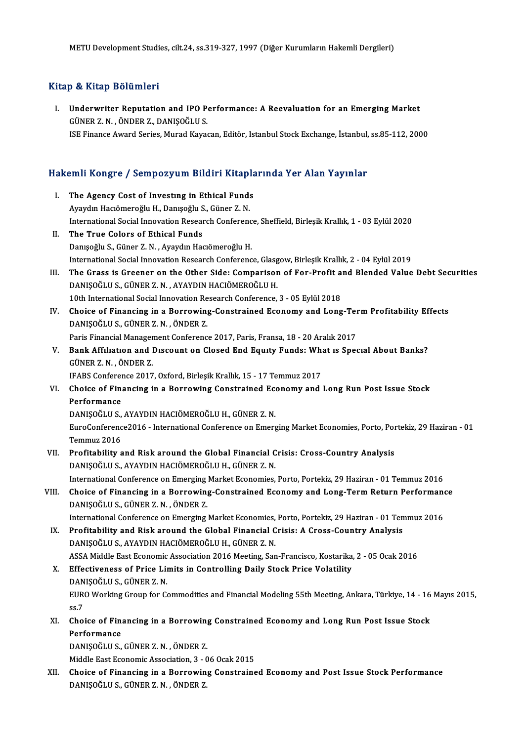METU Development Studies, cilt.24, ss.319-327, 1997 (Diğer Kurumların Hakemli Dergileri)

## Kitap & Kitap Bölümleri

I. **Underwriter Reputation and IPO Performance: A Reevaluation for an Emerging Market**
GÜNER Z. N. , ÖNDER Z., DANIŞOĞLU S.
ISE Finance Award Series, Murad Kayacan, Editör, Istanbul Stock Exchange, İstanbul, ss.85-112, 2000

## Hakemli Kongre / Sempozyum Bildiri Kitaplarında Yer Alan Yayınlar

I. **The Agency Cost of Investıng in Ethical Funds**
Ayaydın Hacıömeroğlu H., Danışoğlu S., Güner Z. N.
International Social Innovation Research Conference, Sheffield, Birleşik Krallık, 1 - 03 Eylül 2020

II. **The True Colors of Ethical Funds**
Danışoğlu S., Güner Z. N. , Ayaydın Hacıömeroğlu H.
International Social Innovation Research Conference, Glasgow, Birleşik Krallık, 2 - 04 Eylül 2019

III. **The Grass is Greener on the Other Side: Comparison of For-Profit and Blended Value Debt Securities**
DANIŞOĞLU S., GÜNER Z. N. , AYAYDIN HACIÖMEROĞLU H.
10th International Social Innovation Research Conference, 3 - 05 Eylül 2018

IV. **Choice of Financing in a Borrowing-Constrained Economy and Long-Term Profitability Effects**
DANIŞOĞLU S., GÜNER Z. N. , ÖNDER Z.
Paris Financial Management Conference 2017, Paris, Fransa, 18 - 20 Aralık 2017

V. **Bank Affılıatıon and Dıscount on Closed End Equıty Funds: What ıs Specıal About Banks?**
GÜNER Z. N. , ÖNDER Z.
IFABS Conference 2017, Oxford, Birleşik Krallık, 15 - 17 Temmuz 2017

VI. **Choice of Financing in a Borrowing Constrained Economy and Long Run Post Issue Stock Performance**
DANIŞOĞLU S., AYAYDIN HACIÖMEROĞLU H., GÜNER Z. N.
EuroConference2016 - International Conference on Emerging Market Economies, Porto, Portekiz, 29 Haziran - 01 Temmuz 2016

VII. **Profitability and Risk around the Global Financial Crisis: Cross-Country Analysis**
DANIŞOĞLU S., AYAYDIN HACIÖMEROĞLU H., GÜNER Z. N.
International Conference on Emerging Market Economies, Porto, Portekiz, 29 Haziran - 01 Temmuz 2016

VIII. **Choice of Financing in a Borrowing-Constrained Economy and Long-Term Return Performance**
DANIŞOĞLU S., GÜNER Z. N. , ÖNDER Z.
International Conference on Emerging Market Economies, Porto, Portekiz, 29 Haziran - 01 Temmuz 2016

IX. **Profitability and Risk around the Global Financial Crisis: A Cross-Country Analysis**
DANIŞOĞLU S., AYAYDIN HACIÖMEROĞLU H., GÜNER Z. N.
ASSA Middle East Economic Association 2016 Meeting, San-Francisco, Kostarika, 2 - 05 Ocak 2016

X. **Effectiveness of Price Limits in Controlling Daily Stock Price Volatility**
DANIŞOĞLU S., GÜNER Z. N.
EURO Working Group for Commodities and Financial Modeling 55th Meeting, Ankara, Türkiye, 14 - 16 Mayıs 2015, ss.7

XI. **Choice of Financing in a Borrowing Constrained Economy and Long Run Post Issue Stock Performance**
DANIŞOĞLU S., GÜNER Z. N. , ÖNDER Z.
Middle East Economic Association, 3 - 06 Ocak 2015

XII. **Choice of Financing in a Borrowing Constrained Economy and Post Issue Stock Performance**
DANIŞOĞLU S., GÜNER Z. N. , ÖNDER Z.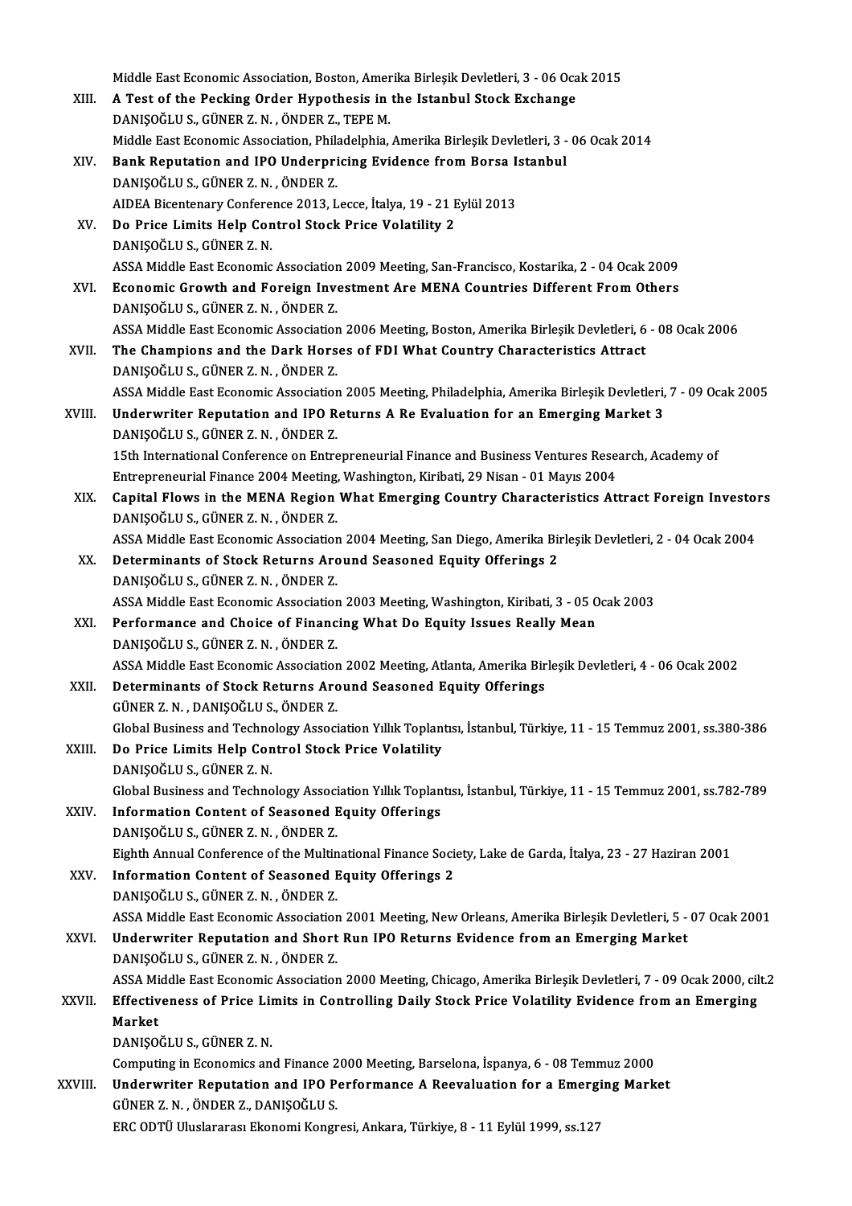Middle East Economic Association, Boston, Amerika Birleşik Devletleri, 3 - 06 Ocak 2015

XIII. **A Test of the Pecking Order Hypothesis in the Istanbul Stock Exchange**
DANIŞOĞLU S., GÜNER Z. N. , ÖNDER Z., TEPE M.
Middle East Economic Association, Philadelphia, Amerika Birleşik Devletleri, 3 - 06 Ocak 2014

XIV. **Bank Reputation and IPO Underpricing Evidence from Borsa Istanbul**
DANIŞOĞLU S., GÜNER Z. N. , ÖNDER Z.
AIDEA Bicentenary Conference 2013, Lecce, İtalya, 19 - 21 Eylül 2013

XV. **Do Price Limits Help Control Stock Price Volatility 2**
DANIŞOĞLU S., GÜNER Z. N.
ASSA Middle East Economic Association 2009 Meeting, San-Francisco, Kostarika, 2 - 04 Ocak 2009

XVI. **Economic Growth and Foreign Investment Are MENA Countries Different From Others**
DANIŞOĞLU S., GÜNER Z. N. , ÖNDER Z.
ASSA Middle East Economic Association 2006 Meeting, Boston, Amerika Birleşik Devletleri, 6 - 08 Ocak 2006

XVII. **The Champions and the Dark Horses of FDI What Country Characteristics Attract**
DANIŞOĞLU S., GÜNER Z. N. , ÖNDER Z.
ASSA Middle East Economic Association 2005 Meeting, Philadelphia, Amerika Birleşik Devletleri, 7 - 09 Ocak 2005

XVIII. **Underwriter Reputation and IPO Returns A Re Evaluation for an Emerging Market 3**
DANIŞOĞLU S., GÜNER Z. N. , ÖNDER Z.
15th International Conference on Entrepreneurial Finance and Business Ventures Research, Academy of Entrepreneurial Finance 2004 Meeting, Washington, Kiribati, 29 Nisan - 01 Mayıs 2004

XIX. **Capital Flows in the MENA Region What Emerging Country Characteristics Attract Foreign Investors**
DANIŞOĞLU S., GÜNER Z. N. , ÖNDER Z.
ASSA Middle East Economic Association 2004 Meeting, San Diego, Amerika Birleşik Devletleri, 2 - 04 Ocak 2004

XX. **Determinants of Stock Returns Around Seasoned Equity Offerings 2**
DANIŞOĞLU S., GÜNER Z. N. , ÖNDER Z.
ASSA Middle East Economic Association 2003 Meeting, Washington, Kiribati, 3 - 05 Ocak 2003

XXI. **Performance and Choice of Financing What Do Equity Issues Really Mean**
DANIŞOĞLU S., GÜNER Z. N. , ÖNDER Z.
ASSA Middle East Economic Association 2002 Meeting, Atlanta, Amerika Birleşik Devletleri, 4 - 06 Ocak 2002

XXII. **Determinants of Stock Returns Around Seasoned Equity Offerings**
GÜNER Z. N. , DANIŞOĞLU S., ÖNDER Z.
Global Business and Technology Association Yıllık Toplantısı, İstanbul, Türkiye, 11 - 15 Temmuz 2001, ss.380-386

XXIII. **Do Price Limits Help Control Stock Price Volatility**
DANIŞOĞLU S., GÜNER Z. N.
Global Business and Technology Association Yıllık Toplantısı, İstanbul, Türkiye, 11 - 15 Temmuz 2001, ss.782-789

XXIV. **Information Content of Seasoned Equity Offerings**
DANIŞOĞLU S., GÜNER Z. N. , ÖNDER Z.
Eighth Annual Conference of the Multinational Finance Society, Lake de Garda, İtalya, 23 - 27 Haziran 2001

XXV. **Information Content of Seasoned Equity Offerings 2**
DANIŞOĞLU S., GÜNER Z. N. , ÖNDER Z.
ASSA Middle East Economic Association 2001 Meeting, New Orleans, Amerika Birleşik Devletleri, 5 - 07 Ocak 2001

XXVI. **Underwriter Reputation and Short Run IPO Returns Evidence from an Emerging Market**
DANIŞOĞLU S., GÜNER Z. N. , ÖNDER Z.
ASSA Middle East Economic Association 2000 Meeting, Chicago, Amerika Birleşik Devletleri, 7 - 09 Ocak 2000, cilt.2

XXVII. **Effectiveness of Price Limits in Controlling Daily Stock Price Volatility Evidence from an Emerging Market**
DANIŞOĞLU S., GÜNER Z. N.
Computing in Economics and Finance 2000 Meeting, Barselona, İspanya, 6 - 08 Temmuz 2000

XXVIII. **Underwriter Reputation and IPO Performance A Reevaluation for a Emerging Market**
GÜNER Z. N. , ÖNDER Z., DANIŞOĞLU S.
ERC ODTÜ Uluslararası Ekonomi Kongresi, Ankara, Türkiye, 8 - 11 Eylül 1999, ss.127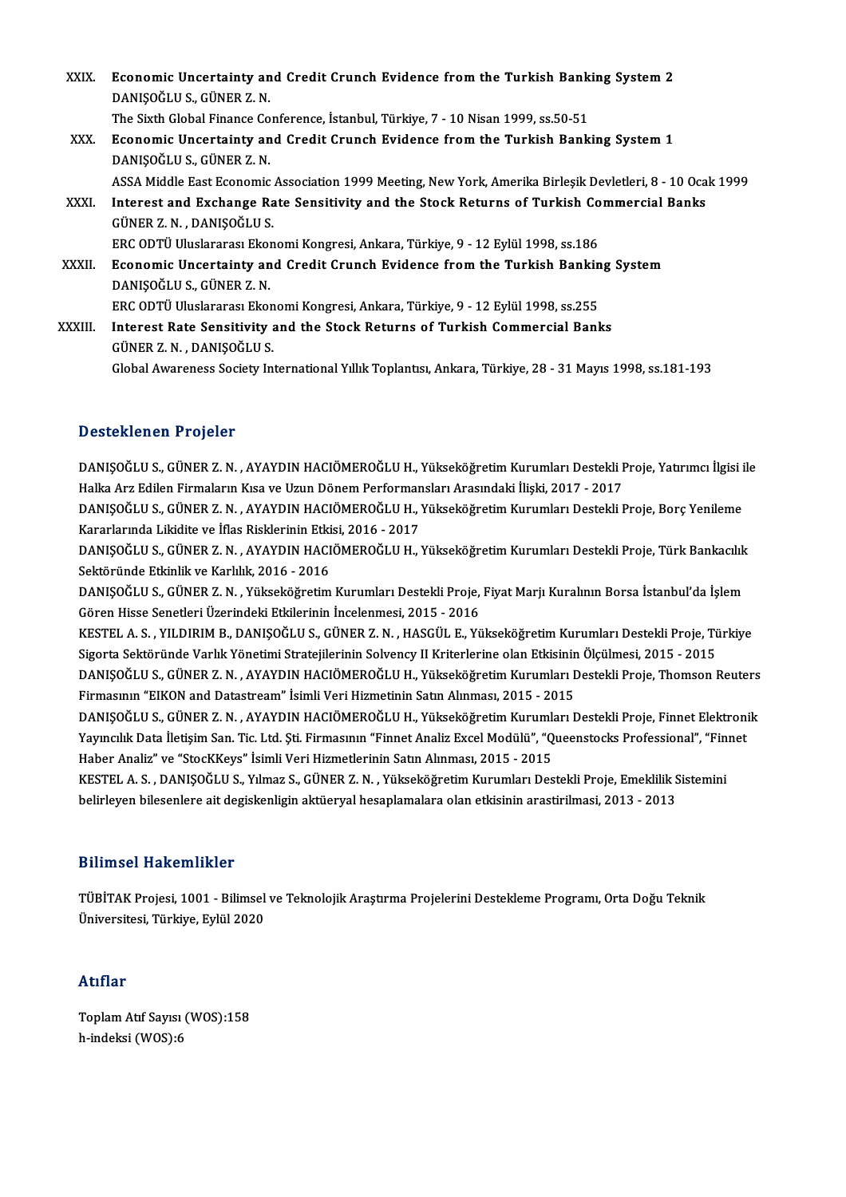XXIX. **Economic Uncertainty and Credit Crunch Evidence from the Turkish Banking System 2**
DANIŞOĞLU S., GÜNER Z. N.
The Sixth Global Finance Conference, İstanbul, Türkiye, 7 - 10 Nisan 1999, ss.50-51

XXX. **Economic Uncertainty and Credit Crunch Evidence from the Turkish Banking System 1**
DANIŞOĞLU S., GÜNER Z. N.
ASSA Middle East Economic Association 1999 Meeting, New York, Amerika Birleşik Devletleri, 8 - 10 Ocak 1999

XXXI. **Interest and Exchange Rate Sensitivity and the Stock Returns of Turkish Commercial Banks**
GÜNER Z. N. , DANIŞOĞLU S.
ERC ODTÜ Uluslararası Ekonomi Kongresi, Ankara, Türkiye, 9 - 12 Eylül 1998, ss.186

XXXII. **Economic Uncertainty and Credit Crunch Evidence from the Turkish Banking System**
DANIŞOĞLU S., GÜNER Z. N.
ERC ODTÜ Uluslararası Ekonomi Kongresi, Ankara, Türkiye, 9 - 12 Eylül 1998, ss.255

XXXIII. **Interest Rate Sensitivity and the Stock Returns of Turkish Commercial Banks**
GÜNER Z. N. , DANIŞOĞLU S.
Global Awareness Society International Yıllık Toplantısı, Ankara, Türkiye, 28 - 31 Mayıs 1998, ss.181-193

## Desteklenen Projeler

DANIŞOĞLU S., GÜNER Z. N. , AYAYDIN HACIÖMEROĞLU H., Yükseköğretim Kurumları Destekli Proje, Yatırımcı İlgisi ile Halka Arz Edilen Firmaların Kısa ve Uzun Dönem Performansları Arasındaki İlişki, 2017 - 2017

DANIŞOĞLU S., GÜNER Z. N. , AYAYDIN HACIÖMEROĞLU H., Yükseköğretim Kurumları Destekli Proje, Borç Yenileme Kararlarında Likidite ve İflas Risklerinin Etkisi, 2016 - 2017

DANIŞOĞLU S., GÜNER Z. N. , AYAYDIN HACIÖMEROĞLU H., Yükseköğretim Kurumları Destekli Proje, Türk Bankacılık Sektöründe Etkinlik ve Karlılık, 2016 - 2016

DANIŞOĞLU S., GÜNER Z. N. , Yükseköğretim Kurumları Destekli Proje, Fiyat Marjı Kuralının Borsa İstanbul'da İşlem Gören Hisse Senetleri Üzerindeki Etkilerinin İncelenmesi, 2015 - 2016

KESTEL A. S. , YILDIRIM B., DANIŞOĞLU S., GÜNER Z. N. , HASGÜL E., Yükseköğretim Kurumları Destekli Proje, Türkiye Sigorta Sektöründe Varlık Yönetimi Stratejilerinin Solvency II Kriterlerine olan Etkisinin Ölçülmesi, 2015 - 2015

DANIŞOĞLU S., GÜNER Z. N. , AYAYDIN HACIÖMEROĞLU H., Yükseköğretim Kurumları Destekli Proje, Thomson Reuters Firmasının "EIKON and Datastream" İsimli Veri Hizmetinin Satın Alınması, 2015 - 2015

DANIŞOĞLU S., GÜNER Z. N. , AYAYDIN HACIÖMEROĞLU H., Yükseköğretim Kurumları Destekli Proje, Finnet Elektronik Yayıncılık Data İletişim San. Tic. Ltd. Şti. Firmasının "Finnet Analiz Excel Modülü", "Queenstocks Professional", "Finnet Haber Analiz" ve "StocKKeys" İsimli Veri Hizmetlerinin Satın Alınması, 2015 - 2015

KESTEL A. S. , DANIŞOĞLU S., Yılmaz S., GÜNER Z. N. , Yükseköğretim Kurumları Destekli Proje, Emeklilik Sistemini belirleyen bilesenlere ait degiskenligin aktüeryal hesaplamalara olan etkisinin arastirilmasi, 2013 - 2013

## Bilimsel Hakemlikler

TÜBİTAK Projesi, 1001 - Bilimsel ve Teknolojik Araştırma Projelerini Destekleme Programı, Orta Doğu Teknik Üniversitesi, Türkiye, Eylül 2020

## Atıflar

Toplam Atıf Sayısı (WOS):158
h-indeksi (WOS):6